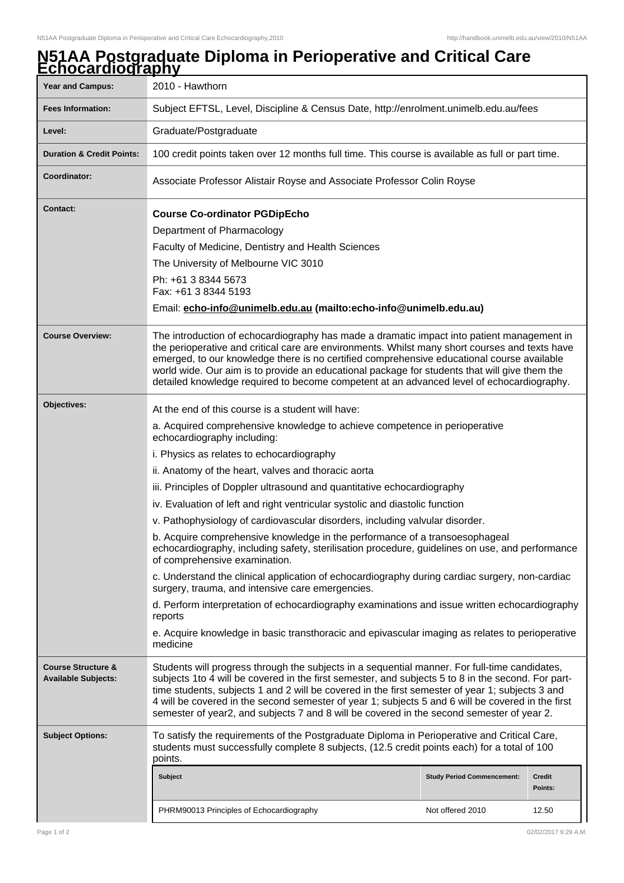# N51AA Postgraduate Diploma in Perioperative and Critical Care Echocardiography

| | |
|---|---|
| **Year and Campus:** | 2010 - Hawthorn |
| **Fees Information:** | Subject EFTSL, Level, Discipline & Census Date, http://enrolment.unimelb.edu.au/fees |
| **Level:** | Graduate/Postgraduate |
| **Duration & Credit Points:** | 100 credit points taken over 12 months full time. This course is available as full or part time. |
| **Coordinator:** | Associate Professor Alistair Royse and Associate Professor Colin Royse |
| **Contact:** | **Course Co-ordinator PGDipEcho**<br>Department of Pharmacology<br>Faculty of Medicine, Dentistry and Health Sciences<br>The University of Melbourne VIC 3010<br>Ph: +61 3 8344 5673<br>Fax: +61 3 8344 5193<br>Email: **echo-info@unimelb.edu.au (mailto:echo-info@unimelb.edu.au)** |
| **Course Overview:** | The introduction of echocardiography has made a dramatic impact into patient management in the perioperative and critical care are environments. Whilst many short courses and texts have emerged, to our knowledge there is no certified comprehensive educational course available world wide. Our aim is to provide an educational package for students that will give them the detailed knowledge required to become competent at an advanced level of echocardiography. |
| **Objectives:** | At the end of this course is a student will have:<br>a. Acquired comprehensive knowledge to achieve competence in perioperative echocardiography including:<br>i. Physics as relates to echocardiography<br>ii. Anatomy of the heart, valves and thoracic aorta<br>iii. Principles of Doppler ultrasound and quantitative echocardiography<br>iv. Evaluation of left and right ventricular systolic and diastolic function<br>v. Pathophysiology of cardiovascular disorders, including valvular disorder.<br>b. Acquire comprehensive knowledge in the performance of a transoesophageal echocardiography, including safety, sterilisation procedure, guidelines on use, and performance of comprehensive examination.<br>c. Understand the clinical application of echocardiography during cardiac surgery, non-cardiac surgery, trauma, and intensive care emergencies.<br>d. Perform interpretation of echocardiography examinations and issue written echocardiography reports<br>e. Acquire knowledge in basic transthoracic and epivascular imaging as relates to perioperative medicine |
| **Course Structure & Available Subjects:** | Students will progress through the subjects in a sequential manner. For full-time candidates, subjects 1to 4 will be covered in the first semester, and subjects 5 to 8 in the second. For part-time students, subjects 1 and 2 will be covered in the first semester of year 1; subjects 3 and 4 will be covered in the second semester of year 1; subjects 5 and 6 will be covered in the first semester of year2, and subjects 7 and 8 will be covered in the second semester of year 2. |
| **Subject Options:** | To satisfy the requirements of the Postgraduate Diploma in Perioperative and Critical Care, students must successfully complete 8 subjects, (12.5 credit points each) for a total of 100 points. |

| Subject | Study Period Commencement: | Credit Points: |
|---|---|---|
| PHRM90013 Principles of Echocardiography | Not offered 2010 | 12.50 |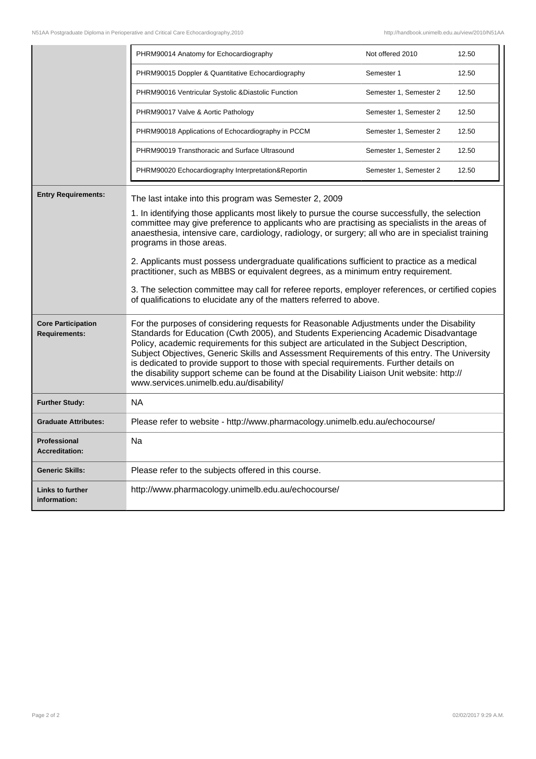| | | | |
|---|---|---|---|
| | PHRM90014 Anatomy for Echocardiography | Not offered 2010 | 12.50 |
| | PHRM90015 Doppler & Quantitative Echocardiography | Semester 1 | 12.50 |
| | PHRM90016 Ventricular Systolic &Diastolic Function | Semester 1, Semester 2 | 12.50 |
| | PHRM90017 Valve & Aortic Pathology | Semester 1, Semester 2 | 12.50 |
| | PHRM90018 Applications of Echocardiography in PCCM | Semester 1, Semester 2 | 12.50 |
| | PHRM90019 Transthoracic and Surface Ultrasound | Semester 1, Semester 2 | 12.50 |
| | PHRM90020 Echocardiography Interpretation&Reportin | Semester 1, Semester 2 | 12.50 |

| | |
|---|---|
| **Entry Requirements:** | The last intake into this program was Semester 2, 2009<br><br>1. In identifying those applicants most likely to pursue the course successfully, the selection committee may give preference to applicants who are practising as specialists in the areas of anaesthesia, intensive care, cardiology, radiology, or surgery; all who are in specialist training programs in those areas.<br><br>2. Applicants must possess undergraduate qualifications sufficient to practice as a medical practitioner, such as MBBS or equivalent degrees, as a minimum entry requirement.<br><br>3. The selection committee may call for referee reports, employer references, or certified copies of qualifications to elucidate any of the matters referred to above. |
| **Core Participation Requirements:** | For the purposes of considering requests for Reasonable Adjustments under the Disability Standards for Education (Cwth 2005), and Students Experiencing Academic Disadvantage Policy, academic requirements for this subject are articulated in the Subject Description, Subject Objectives, Generic Skills and Assessment Requirements of this entry. The University is dedicated to provide support to those with special requirements. Further details on the disability support scheme can be found at the Disability Liaison Unit website: http://www.services.unimelb.edu.au/disability/ |
| **Further Study:** | NA |
| **Graduate Attributes:** | Please refer to website - http://www.pharmacology.unimelb.edu.au/echocourse/ |
| **Professional Accreditation:** | Na |
| **Generic Skills:** | Please refer to the subjects offered in this course. |
| **Links to further information:** | http://www.pharmacology.unimelb.edu.au/echocourse/ |